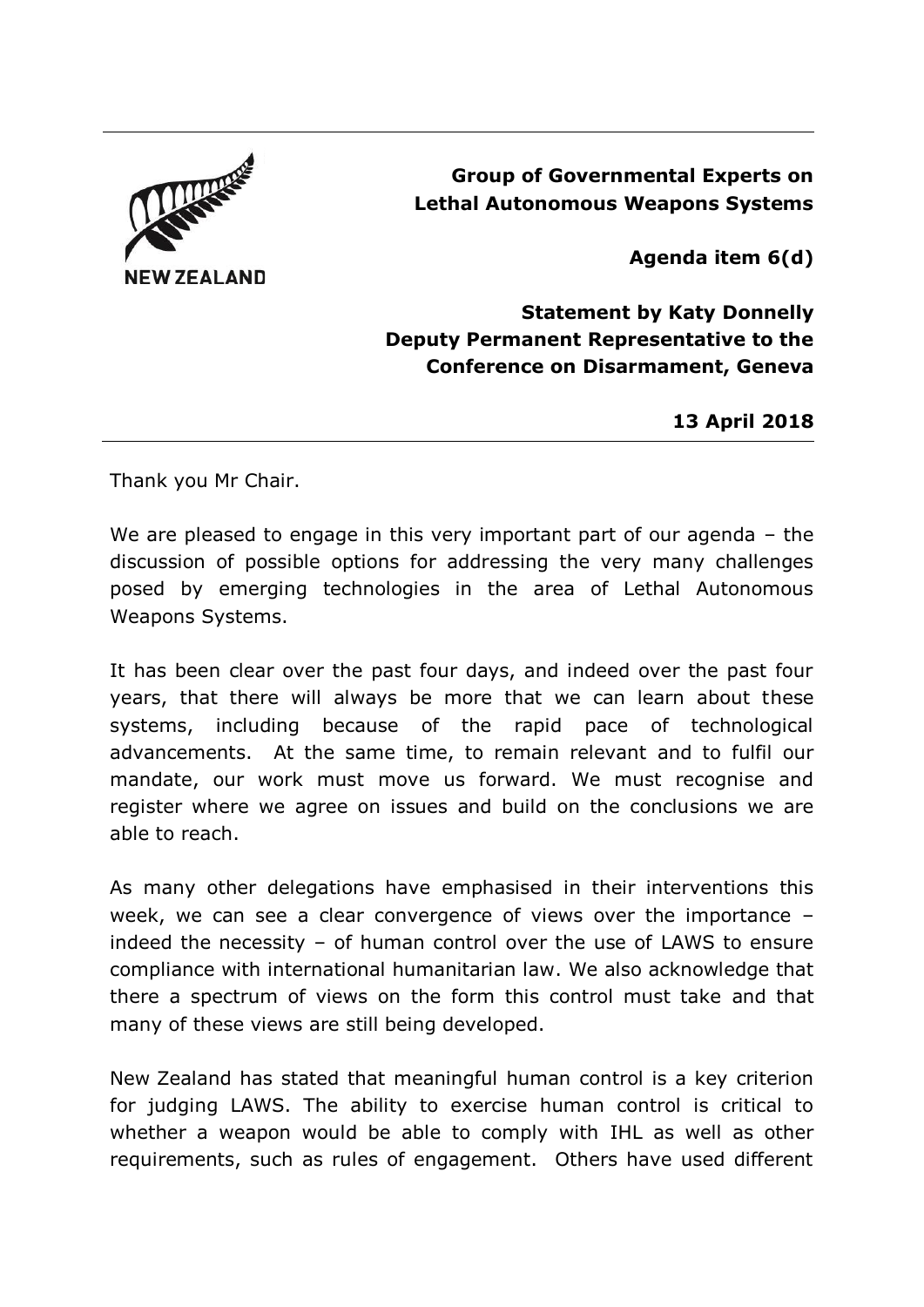NEW ZEALAND

**Group of Governmental Experts on Lethal Autonomous Weapons Systems**

**Agenda item 6(d)**

**Statement by Katy Donnelly**
**Deputy Permanent Representative to the Conference on Disarmament, Geneva**

**13 April 2018**

---

Thank you Mr Chair.

We are pleased to engage in this very important part of our agenda – the discussion of possible options for addressing the very many challenges posed by emerging technologies in the area of Lethal Autonomous Weapons Systems.

It has been clear over the past four days, and indeed over the past four years, that there will always be more that we can learn about these systems, including because of the rapid pace of technological advancements. At the same time, to remain relevant and to fulfil our mandate, our work must move us forward. We must recognise and register where we agree on issues and build on the conclusions we are able to reach.

As many other delegations have emphasised in their interventions this week, we can see a clear convergence of views over the importance – indeed the necessity – of human control over the use of LAWS to ensure compliance with international humanitarian law. We also acknowledge that there a spectrum of views on the form this control must take and that many of these views are still being developed.

New Zealand has stated that meaningful human control is a key criterion for judging LAWS. The ability to exercise human control is critical to whether a weapon would be able to comply with IHL as well as other requirements, such as rules of engagement. Others have used different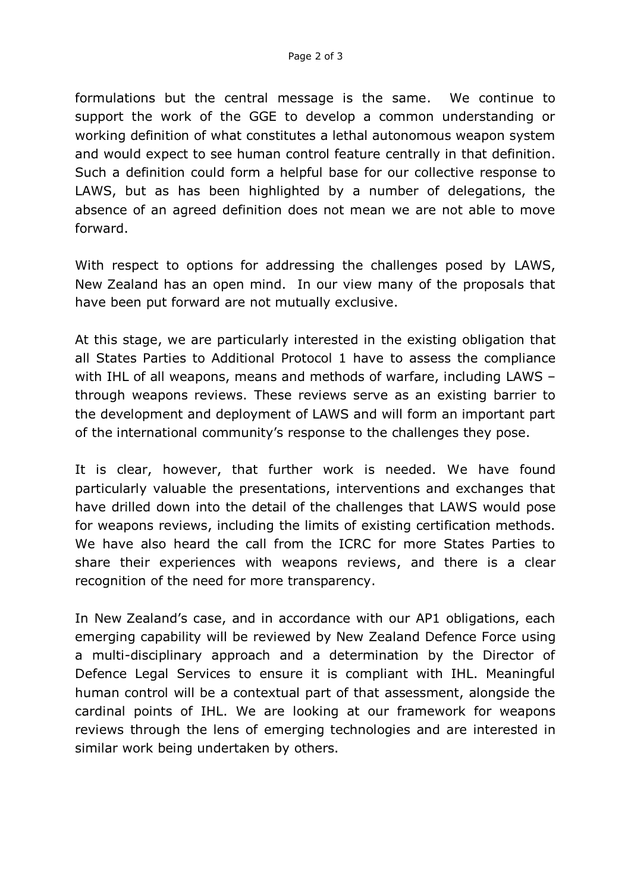formulations but the central message is the same. We continue to support the work of the GGE to develop a common understanding or working definition of what constitutes a lethal autonomous weapon system and would expect to see human control feature centrally in that definition. Such a definition could form a helpful base for our collective response to LAWS, but as has been highlighted by a number of delegations, the absence of an agreed definition does not mean we are not able to move forward.

With respect to options for addressing the challenges posed by LAWS, New Zealand has an open mind. In our view many of the proposals that have been put forward are not mutually exclusive.

At this stage, we are particularly interested in the existing obligation that all States Parties to Additional Protocol 1 have to assess the compliance with IHL of all weapons, means and methods of warfare, including LAWS – through weapons reviews. These reviews serve as an existing barrier to the development and deployment of LAWS and will form an important part of the international community's response to the challenges they pose.

It is clear, however, that further work is needed. We have found particularly valuable the presentations, interventions and exchanges that have drilled down into the detail of the challenges that LAWS would pose for weapons reviews, including the limits of existing certification methods. We have also heard the call from the ICRC for more States Parties to share their experiences with weapons reviews, and there is a clear recognition of the need for more transparency.

In New Zealand's case, and in accordance with our AP1 obligations, each emerging capability will be reviewed by New Zealand Defence Force using a multi-disciplinary approach and a determination by the Director of Defence Legal Services to ensure it is compliant with IHL. Meaningful human control will be a contextual part of that assessment, alongside the cardinal points of IHL. We are looking at our framework for weapons reviews through the lens of emerging technologies and are interested in similar work being undertaken by others.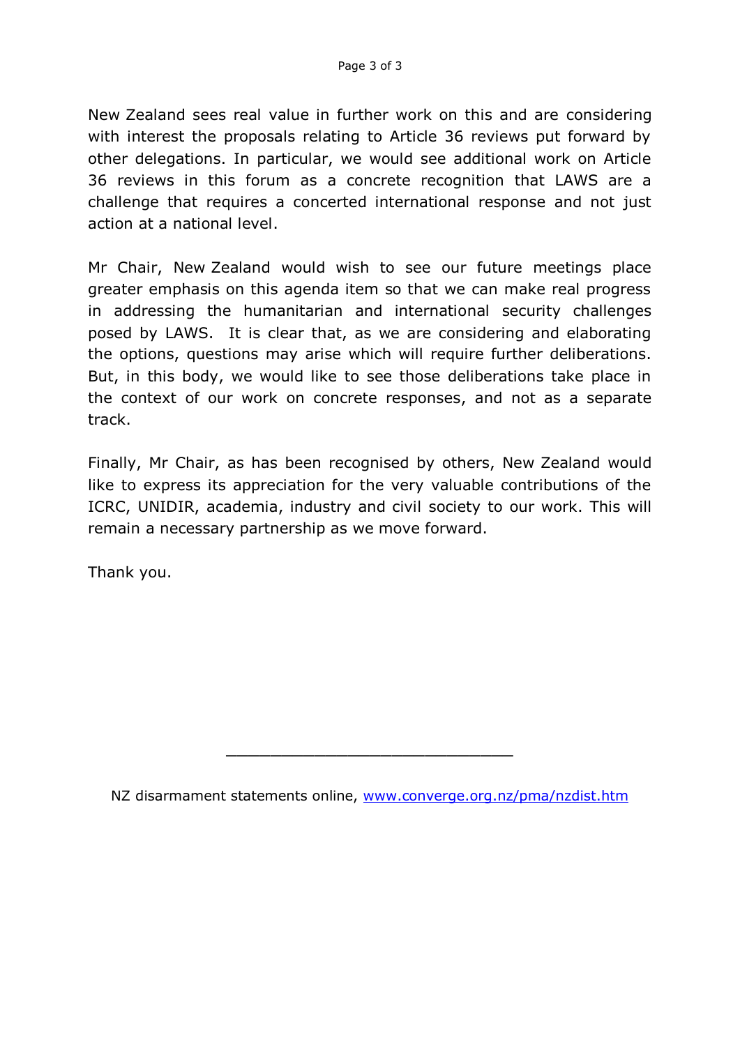New Zealand sees real value in further work on this and are considering with interest the proposals relating to Article 36 reviews put forward by other delegations. In particular, we would see additional work on Article 36 reviews in this forum as a concrete recognition that LAWS are a challenge that requires a concerted international response and not just action at a national level.

Mr Chair, New Zealand would wish to see our future meetings place greater emphasis on this agenda item so that we can make real progress in addressing the humanitarian and international security challenges posed by LAWS. It is clear that, as we are considering and elaborating the options, questions may arise which will require further deliberations. But, in this body, we would like to see those deliberations take place in the context of our work on concrete responses, and not as a separate track.

Finally, Mr Chair, as has been recognised by others, New Zealand would like to express its appreciation for the very valuable contributions of the ICRC, UNIDIR, academia, industry and civil society to our work. This will remain a necessary partnership as we move forward.

Thank you.

---

NZ disarmament statements online, [www.converge.org.nz/pma/nzdist.htm](http://www.converge.org.nz/pma/nzdist.htm)